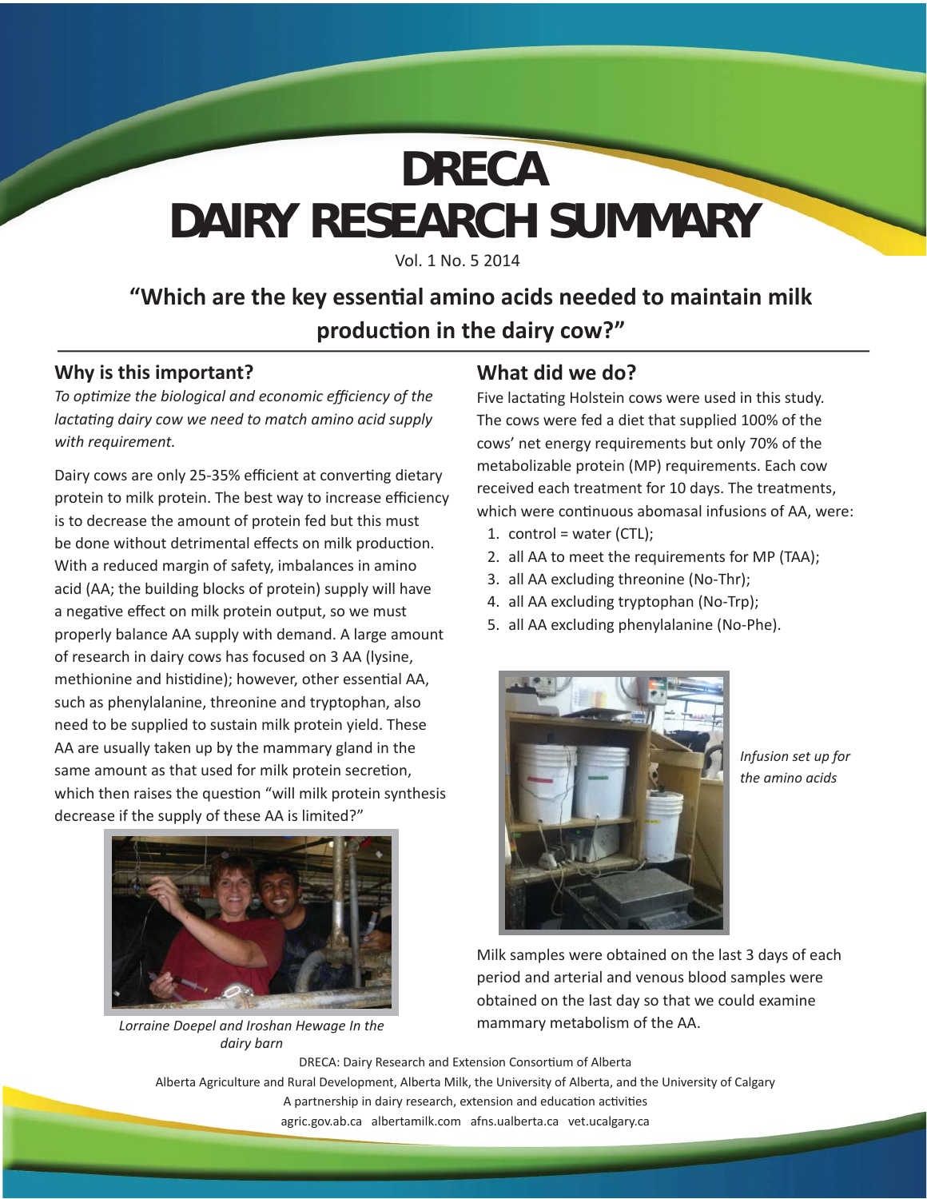# DRECA
# DAIRY RESEARCH SUMMARY

Vol. 1 No. 5 2014

## "Which are the key essential amino acids needed to maintain milk production in the dairy cow?"

### Why is this important?

*To optimize the biological and economic efficiency of the lactating dairy cow we need to match amino acid supply with requirement.*

Dairy cows are only 25-35% efficient at converting dietary protein to milk protein. The best way to increase efficiency is to decrease the amount of protein fed but this must be done without detrimental effects on milk production. With a reduced margin of safety, imbalances in amino acid (AA; the building blocks of protein) supply will have a negative effect on milk protein output, so we must properly balance AA supply with demand. A large amount of research in dairy cows has focused on 3 AA (lysine, methionine and histidine); however, other essential AA, such as phenylalanine, threonine and tryptophan, also need to be supplied to sustain milk protein yield. These AA are usually taken up by the mammary gland in the same amount as that used for milk protein secretion, which then raises the question "will milk protein synthesis decrease if the supply of these AA is limited?"

*Lorraine Doepel and Iroshan Hewage In the dairy barn*

### What did we do?

Five lactating Holstein cows were used in this study. The cows were fed a diet that supplied 100% of the cows' net energy requirements but only 70% of the metabolizable protein (MP) requirements. Each cow received each treatment for 10 days. The treatments, which were continuous abomasal infusions of AA, were:

1. control = water (CTL);
2. all AA to meet the requirements for MP (TAA);
3. all AA excluding threonine (No-Thr);
4. all AA excluding tryptophan (No-Trp);
5. all AA excluding phenylalanine (No-Phe).

*Infusion set up for the amino acids*

Milk samples were obtained on the last 3 days of each period and arterial and venous blood samples were obtained on the last day so that we could examine mammary metabolism of the AA.

DRECA: Dairy Research and Extension Consortium of Alberta
Alberta Agriculture and Rural Development, Alberta Milk, the University of Alberta, and the University of Calgary
A partnership in dairy research, extension and education activities
agric.gov.ab.ca albertamilk.com afns.ualberta.ca vet.ucalgary.ca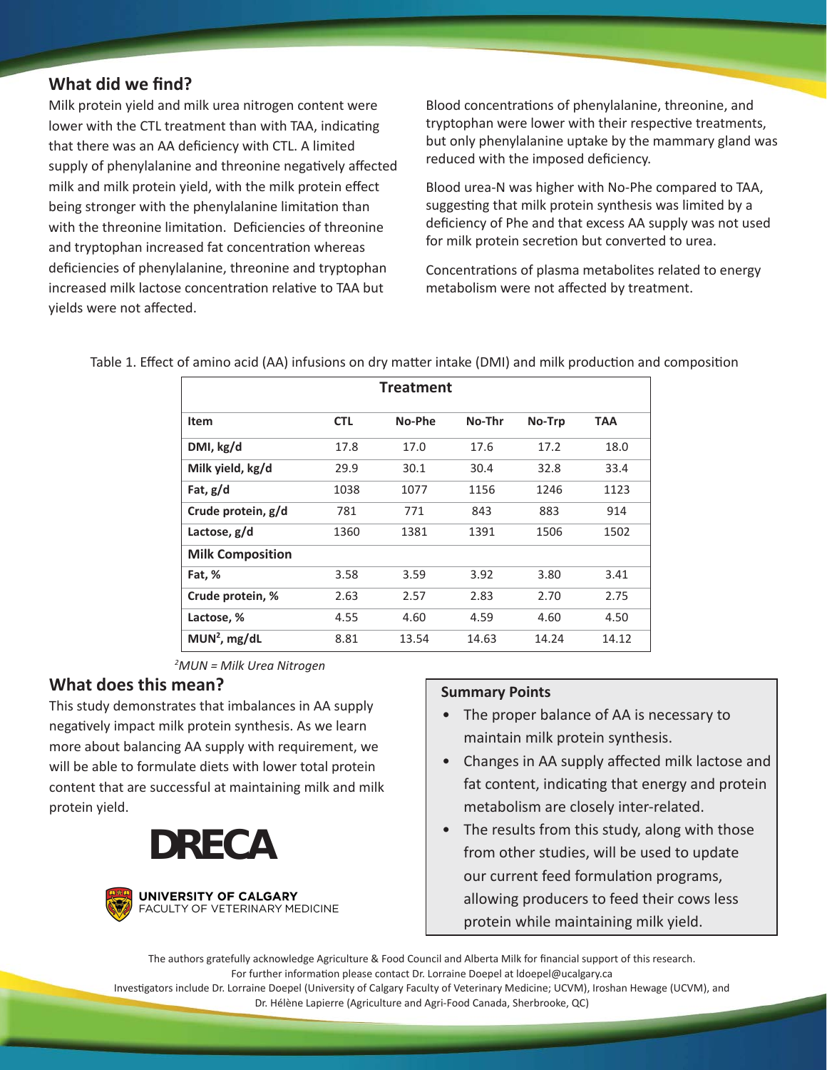## What did we find?

Milk protein yield and milk urea nitrogen content were lower with the CTL treatment than with TAA, indicating that there was an AA deficiency with CTL. A limited supply of phenylalanine and threonine negatively affected milk and milk protein yield, with the milk protein effect being stronger with the phenylalanine limitation than with the threonine limitation. Deficiencies of threonine and tryptophan increased fat concentration whereas deficiencies of phenylalanine, threonine and tryptophan increased milk lactose concentration relative to TAA but yields were not affected.

Blood concentrations of phenylalanine, threonine, and tryptophan were lower with their respective treatments, but only phenylalanine uptake by the mammary gland was reduced with the imposed deficiency.

Blood urea-N was higher with No-Phe compared to TAA, suggesting that milk protein synthesis was limited by a deficiency of Phe and that excess AA supply was not used for milk protein secretion but converted to urea.

Concentrations of plasma metabolites related to energy metabolism were not affected by treatment.

Table 1. Effect of amino acid (AA) infusions on dry matter intake (DMI) and milk production and composition

| | Treatment | | | | |
|---|---|---|---|---|---|
| **Item** | **CTL** | **No-Phe** | **No-Thr** | **No-Trp** | **TAA** |
| **DMI, kg/d** | 17.8 | 17.0 | 17.6 | 17.2 | 18.0 |
| **Milk yield, kg/d** | 29.9 | 30.1 | 30.4 | 32.8 | 33.4 |
| **Fat, g/d** | 1038 | 1077 | 1156 | 1246 | 1123 |
| **Crude protein, g/d** | 781 | 771 | 843 | 883 | 914 |
| **Lactose, g/d** | 1360 | 1381 | 1391 | 1506 | 1502 |
| **Milk Composition** | | | | | |
| **Fat, %** | 3.58 | 3.59 | 3.92 | 3.80 | 3.41 |
| **Crude protein, %** | 2.63 | 2.57 | 2.83 | 2.70 | 2.75 |
| **Lactose, %** | 4.55 | 4.60 | 4.59 | 4.60 | 4.50 |
| **MUN[2], mg/dL** | 8.81 | 13.54 | 14.63 | 14.24 | 14.12 |

*[2]MUN = Milk Urea Nitrogen*

## What does this mean?

This study demonstrates that imbalances in AA supply negatively impact milk protein synthesis. As we learn more about balancing AA supply with requirement, we will be able to formulate diets with lower total protein content that are successful at maintaining milk and milk protein yield.

DRECA

UNIVERSITY OF CALGARY
FACULTY OF VETERINARY MEDICINE

**Summary Points**

- The proper balance of AA is necessary to maintain milk protein synthesis.
- Changes in AA supply affected milk lactose and fat content, indicating that energy and protein metabolism are closely inter-related.
- The results from this study, along with those from other studies, will be used to update our current feed formulation programs, allowing producers to feed their cows less protein while maintaining milk yield.

The authors gratefully acknowledge Agriculture & Food Council and Alberta Milk for financial support of this research.
For further information please contact Dr. Lorraine Doepel at ldoepel@ucalgary.ca
Investigators include Dr. Lorraine Doepel (University of Calgary Faculty of Veterinary Medicine; UCVM), Iroshan Hewage (UCVM), and Dr. Hélène Lapierre (Agriculture and Agri-Food Canada, Sherbrooke, QC)